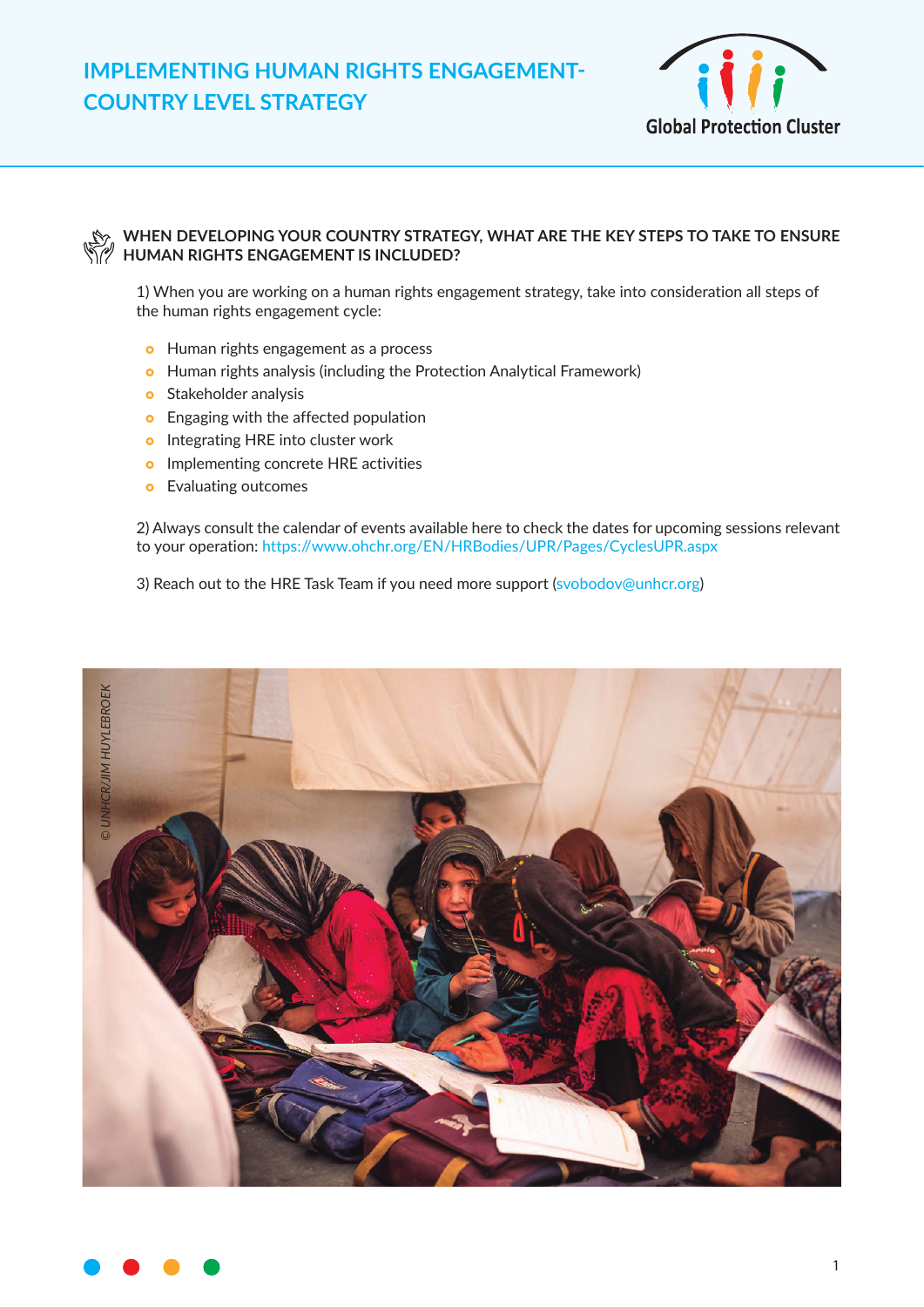# IMPLEMENTING HUMAN RIGHTS ENGAGEMENT-COUNTRY LEVEL STRATEGY

Global Protection Cluster

## WHEN DEVELOPING YOUR COUNTRY STRATEGY, WHAT ARE THE KEY STEPS TO TAKE TO ENSURE HUMAN RIGHTS ENGAGEMENT IS INCLUDED?

1) When you are working on a human rights engagement strategy, take into consideration all steps of the human rights engagement cycle:

- Human rights engagement as a process
- Human rights analysis (including the Protection Analytical Framework)
- Stakeholder analysis
- Engaging with the affected population
- Integrating HRE into cluster work
- Implementing concrete HRE activities
- Evaluating outcomes

2) Always consult the calendar of events available here to check the dates for upcoming sessions relevant to your operation: https://www.ohchr.org/EN/HRBodies/UPR/Pages/CyclesUPR.aspx

3) Reach out to the HRE Task Team if you need more support (svobodov@unhcr.org)

© UNHCR/JIM HUYLEBROEK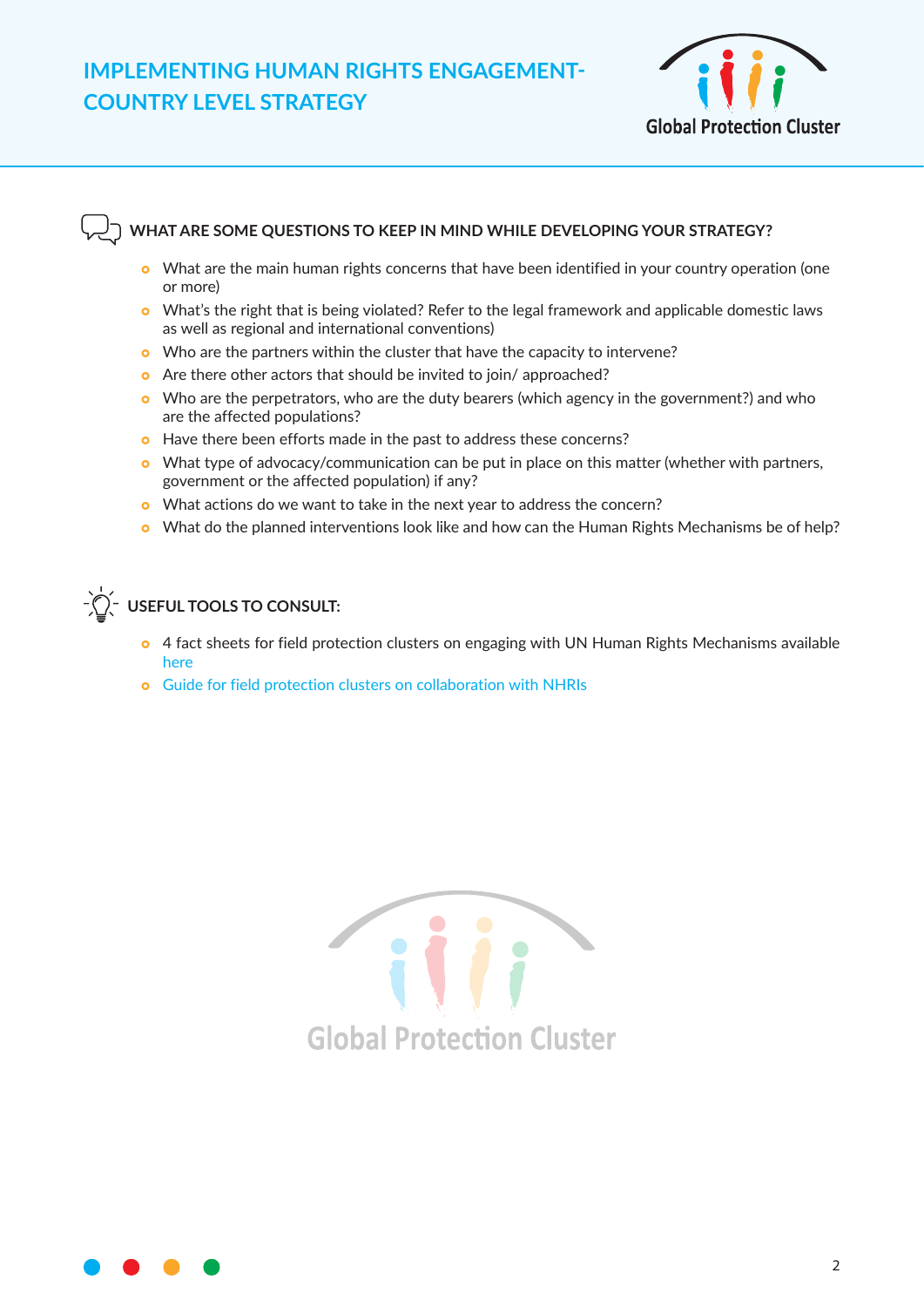# IMPLEMENTING HUMAN RIGHTS ENGAGEMENT- COUNTRY LEVEL STRATEGY

## WHAT ARE SOME QUESTIONS TO KEEP IN MIND WHILE DEVELOPING YOUR STRATEGY?

- What are the main human rights concerns that have been identified in your country operation (one or more)
- What's the right that is being violated? Refer to the legal framework and applicable domestic laws as well as regional and international conventions)
- Who are the partners within the cluster that have the capacity to intervene?
- Are there other actors that should be invited to join/ approached?
- Who are the perpetrators, who are the duty bearers (which agency in the government?) and who are the affected populations?
- Have there been efforts made in the past to address these concerns?
- What type of advocacy/communication can be put in place on this matter (whether with partners, government or the affected population) if any?
- What actions do we want to take in the next year to address the concern?
- What do the planned interventions look like and how can the Human Rights Mechanisms be of help?

## USEFUL TOOLS TO CONSULT:

- 4 fact sheets for field protection clusters on engaging with UN Human Rights Mechanisms available here
- Guide for field protection clusters on collaboration with NHRIs